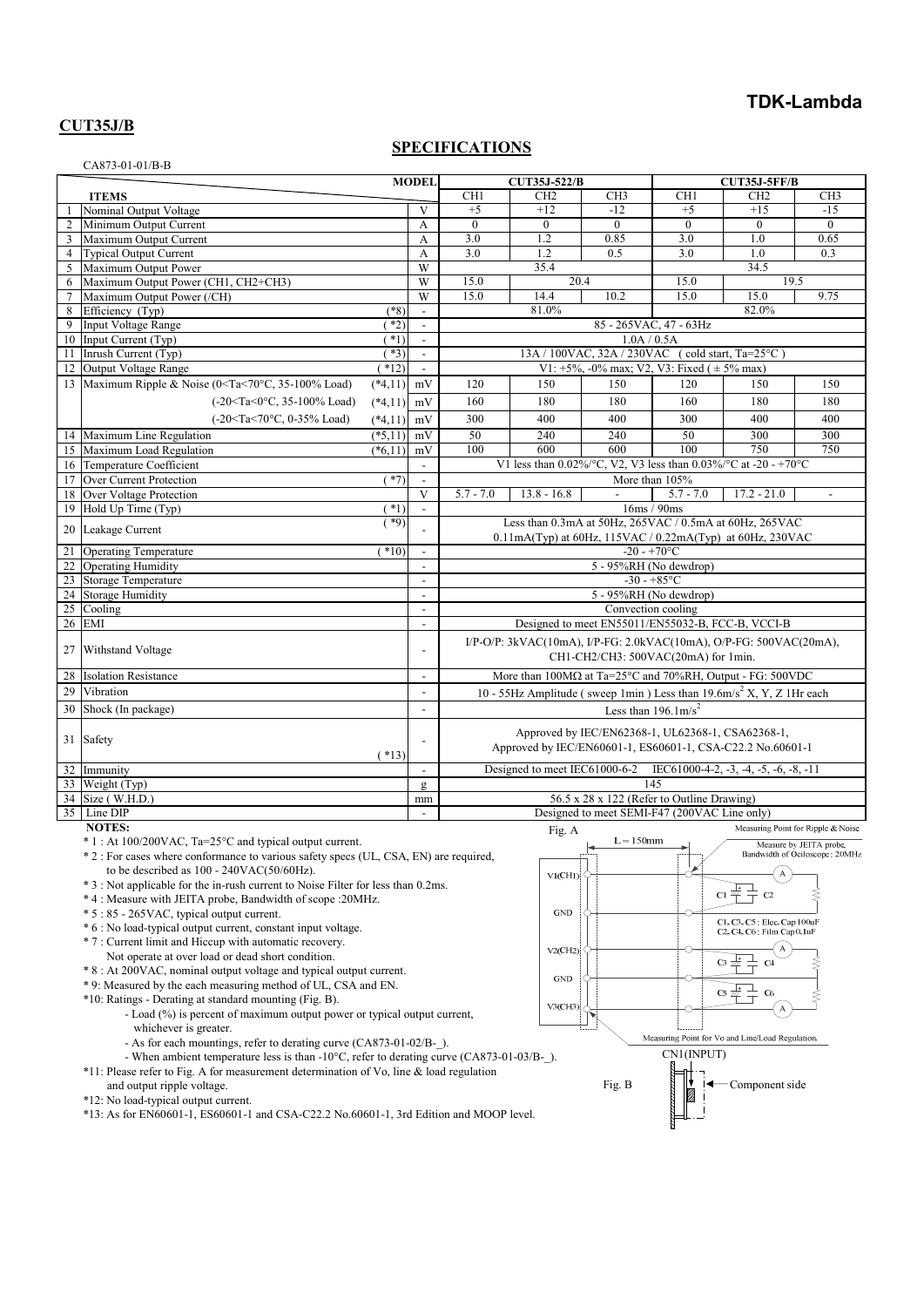**TDK-Lambda**

## CUT35J/B

# SPECIFICATIONS

CA873-01-01/B-B

| | ITEMS | | MODEL | CUT35J-522/B CH1 | CH2 | CH3 | CUT35J-5FF/B CH1 | CH2 | CH3 |
|---|---|---|---|---|---|---|---|---|---|
| 1 | Nominal Output Voltage | | V | +5 | +12 | -12 | +5 | +15 | -15 |
| 2 | Minimum Output Current | | A | 0 | 0 | 0 | 0 | 0 | 0 |
| 3 | Maximum Output Current | | A | 3.0 | 1.2 | 0.85 | 3.0 | 1.0 | 0.65 |
| 4 | Typical Output Current | | A | 3.0 | 1.2 | 0.5 | 3.0 | 1.0 | 0.3 |
| 5 | Maximum Output Power | | W | 35.4 | | | 34.5 | | |
| 6 | Maximum Output Power (CH1, CH2+CH3) | | W | 15.0 | 20.4 | | 15.0 | 19.5 | |
| 7 | Maximum Output Power (/CH) | | W | 15.0 | 14.4 | 10.2 | 15.0 | 15.0 | 9.75 |
| 8 | Efficiency (Typ) | (*8) | - | 81.0% | | | 82.0% | | |
| 9 | Input Voltage Range | (*2) | - | 85 - 265VAC, 47 - 63Hz | | | | | |
| 10 | Input Current (Typ) | (*1) | - | 1.0A / 0.5A | | | | | |
| 11 | Inrush Current (Typ) | (*3) | - | 13A / 100VAC, 32A / 230VAC (cold start, Ta=25°C) | | | | | |
| 12 | Output Voltage Range | (*12) | - | V1: +5%, -0% max; V2, V3: Fixed (± 5% max) | | | | | |
| 13 | Maximum Ripple & Noise (0<Ta<70°C, 35-100% Load) | (*4,11) | mV | 120 | 150 | 150 | 120 | 150 | 150 |
| | (-20<Ta<0°C, 35-100% Load) | (*4,11) | mV | 160 | 180 | 180 | 160 | 180 | 180 |
| | (-20<Ta<70°C, 0-35% Load) | (*4,11) | mV | 300 | 400 | 400 | 300 | 400 | 400 |
| 14 | Maximum Line Regulation | (*5,11) | mV | 50 | 240 | 240 | 50 | 300 | 300 |
| 15 | Maximum Load Regulation | (*6,11) | mV | 100 | 600 | 600 | 100 | 750 | 750 |
| 16 | Temperature Coefficient | | - | V1 less than 0.02%/°C, V2, V3 less than 0.03%/°C at -20 - +70°C | | | | | |
| 17 | Over Current Protection | (*7) | - | More than 105% | | | | | |
| 18 | Over Voltage Protection | | V | 5.7 - 7.0 | 13.8 - 16.8 | - | 5.7 - 7.0 | 17.2 - 21.0 | - |
| 19 | Hold Up Time (Typ) | (*1) | - | 16ms / 90ms | | | | | |
| 20 | Leakage Current | (*9) | - | Less than 0.3mA at 50Hz, 265VAC / 0.5mA at 60Hz, 265VAC 0.11mA(Typ) at 60Hz, 115VAC / 0.22mA(Typ) at 60Hz, 230VAC | | | | | |
| 21 | Operating Temperature | (*10) | - | -20 - +70°C | | | | | |
| 22 | Operating Humidity | | - | 5 - 95%RH (No dewdrop) | | | | | |
| 23 | Storage Temperature | | - | -30 - +85°C | | | | | |
| 24 | Storage Humidity | | - | 5 - 95%RH (No dewdrop) | | | | | |
| 25 | Cooling | | - | Convection cooling | | | | | |
| 26 | EMI | | - | Designed to meet EN55011/EN55032-B, FCC-B, VCCI-B | | | | | |
| 27 | Withstand Voltage | | - | I/P-O/P: 3kVAC(10mA), I/P-FG: 2.0kVAC(10mA), O/P-FG: 500VAC(20mA), CH1-CH2/CH3: 500VAC(20mA) for 1min. | | | | | |
| 28 | Isolation Resistance | | - | More than 100MΩ at Ta=25°C and 70%RH, Output - FG: 500VDC | | | | | |
| 29 | Vibration | | - | 10 - 55Hz Amplitude ( sweep 1min ) Less than 19.6m/s² X, Y, Z 1Hr each | | | | | |
| 30 | Shock (In package) | | - | Less than 196.1m/s² | | | | | |
| 31 | Safety | (*13) | - | Approved by IEC/EN62368-1, UL62368-1, CSA62368-1, Approved by IEC/EN60601-1, ES60601-1, CSA-C22.2 No.60601-1 | | | | | |
| 32 | Immunity | | - | Designed to meet IEC61000-6-2 IEC61000-4-2, -3, -4, -5, -6, -8, -11 | | | | | |
| 33 | Weight (Typ) | | g | 145 | | | | | |
| 34 | Size ( W.H.D.) | | mm | 56.5 x 28 x 122 (Refer to Outline Drawing) | | | | | |
| 35 | Line DIP | | - | Designed to meet SEMI-F47 (200VAC Line only) | | | | | |

**NOTES:**

* 1 : At 100/200VAC, Ta=25°C and typical output current.
* 2 : For cases where conformance to various safety specs (UL, CSA, EN) are required, to be described as 100 - 240VAC(50/60Hz).
* 3 : Not applicable for the in-rush current to Noise Filter for less than 0.2ms.
* 4 : Measure with JEITA probe, Bandwidth of scope :20MHz.
* 5 : 85 - 265VAC, typical output current.
* 6 : No load-typical output current, constant input voltage.
* 7 : Current limit and Hiccup with automatic recovery. Not operate at over load or dead short condition.
* 8 : At 200VAC, nominal output voltage and typical output current.
* 9: Measured by the each measuring method of UL, CSA and EN.

*10: Ratings - Derating at standard mounting (Fig. B).
- Load (%) is percent of maximum output power or typical output current, whichever is greater.
- As for each mountings, refer to derating curve (CA873-01-02/B-_).
- When ambient temperature less is than -10°C, refer to derating curve (CA873-01-03/B-_).

*11: Please refer to Fig. A for measurement determination of Vo, line & load regulation and output ripple voltage.

*12: No load-typical output current.

*13: As for EN60601-1, ES60601-1 and CSA-C22.2 No.60601-1, 3rd Edition and MOOP level.

Fig. A

L = 150mm

V1(CH1), GND, V2(CH2), GND, V3(CH3)

Measuring Point for Ripple & Noise — Measure by JEITA probe, Bandwidth of Ocilloscope : 20MHz

C1, C3, C5 : Elec. Cap 100uF
C2, C4, C6 : Film Cap 0.1uF

Measuring Point for Vo and Line/Load Regulation

Fig. B

CN1(INPUT)

Component side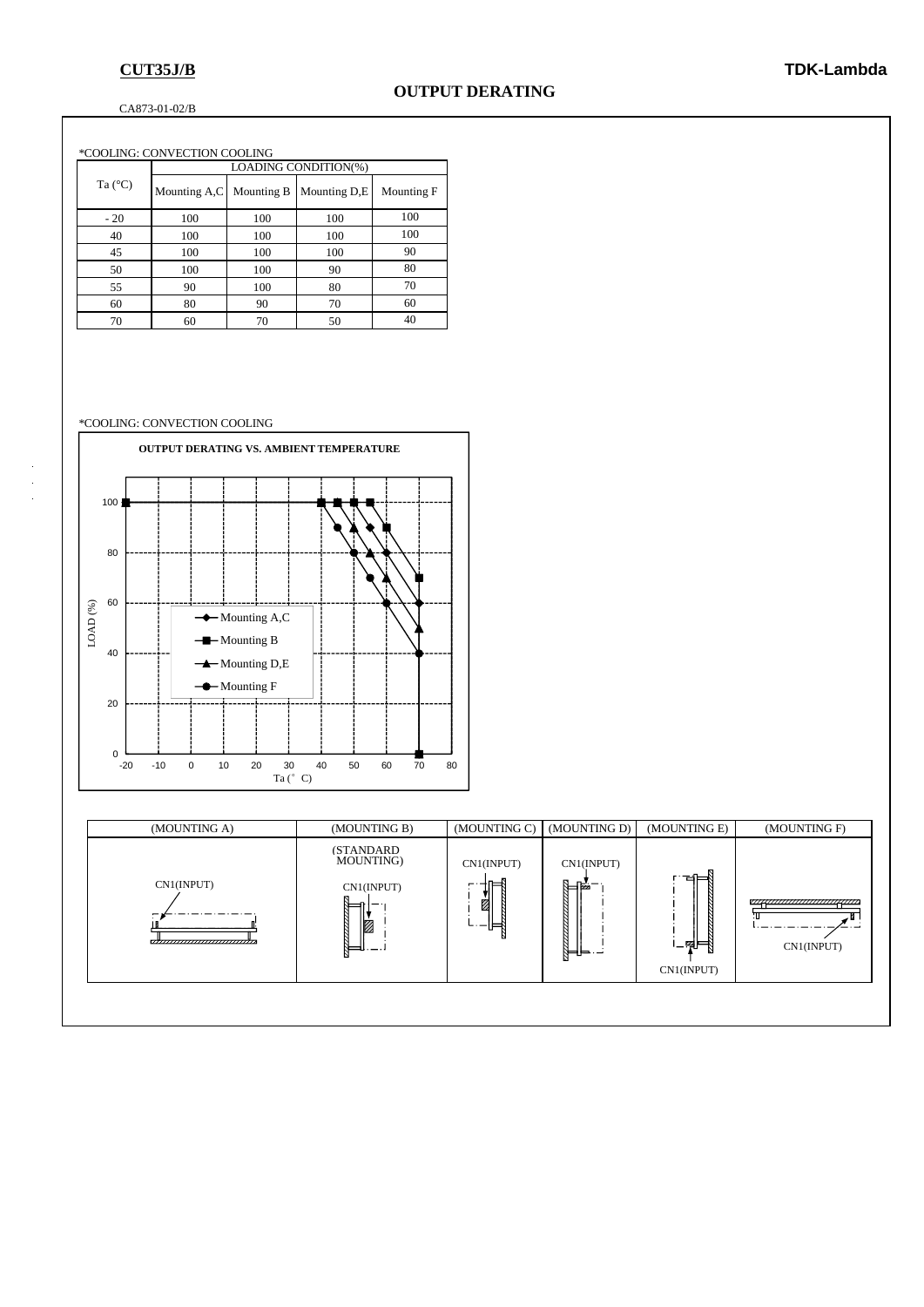**CUT35J/B**

# OUTPUT DERATING

CA873-01-02/B

*COOLING: CONVECTION COOLING

| Ta (°C) | LOADING CONDITION(%) | | | |
|---|---|---|---|---|
| | Mounting A,C | Mounting B | Mounting D,E | Mounting F |
| - 20 | 100 | 100 | 100 | 100 |
| 40 | 100 | 100 | 100 | 100 |
| 45 | 100 | 100 | 100 | 90 |
| 50 | 100 | 100 | 90 | 80 |
| 55 | 90 | 100 | 80 | 70 |
| 60 | 80 | 90 | 70 | 60 |
| 70 | 60 | 70 | 50 | 40 |

*COOLING: CONVECTION COOLING

OUTPUT DERATING VS. AMBIENT TEMPERATURE

LOAD (%)

Ta (° C)

Mounting A,C
Mounting B
Mounting D,E
Mounting F

| (MOUNTING A) | (MOUNTING B) | (MOUNTING C) | (MOUNTING D) | (MOUNTING E) | (MOUNTING F) |
|---|---|---|---|---|---|
| CN1(INPUT) | (STANDARD MOUNTING) CN1(INPUT) | CN1(INPUT) | CN1(INPUT) | CN1(INPUT) | CN1(INPUT) |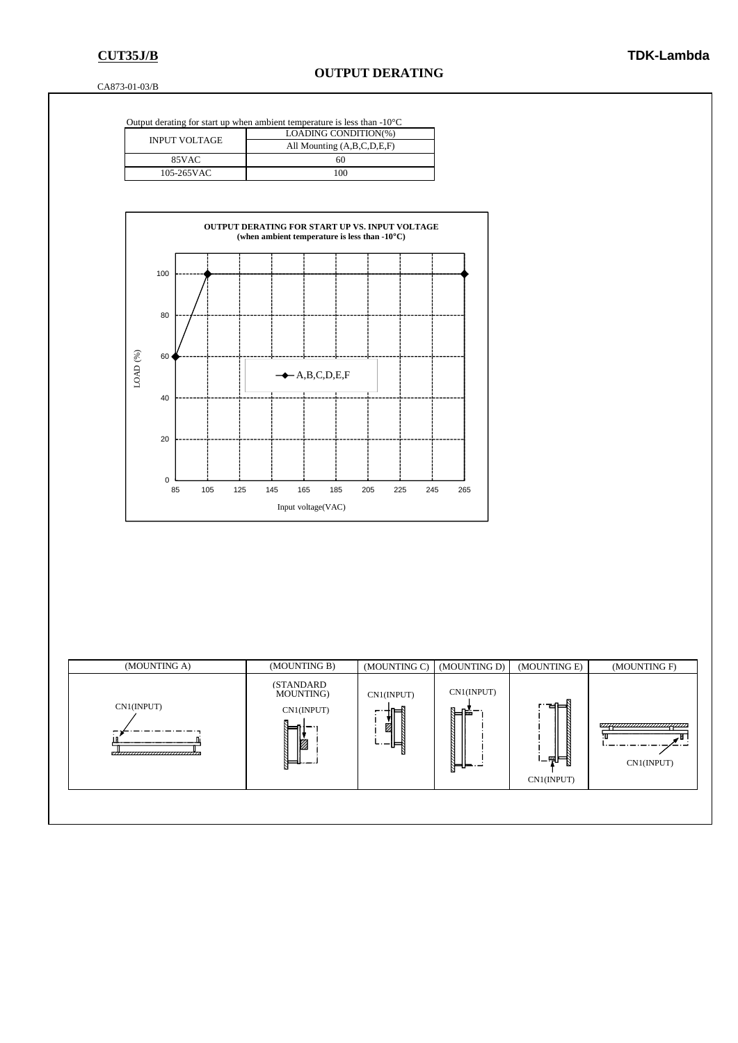**CUT35J/B** **TDK-Lambda**

# OUTPUT DERATING

CA873-01-03/B

Output derating for start up when ambient temperature is less than -10°C

| INPUT VOLTAGE | LOADING CONDITION(%) |
| --- | --- |
| | All Mounting (A,B,C,D,E,F) |
| 85VAC | 60 |
| 105-265VAC | 100 |

OUTPUT DERATING FOR START UP VS. INPUT VOLTAGE
(when ambient temperature is less than -10°C)

LOAD (%)

100
80
60
40
20
0

85 105 125 145 165 185 205 225 245 265

Input voltage(VAC)

A,B,C,D,E,F

(MOUNTING A)
CN1(INPUT)

(MOUNTING B)
(STANDARD MOUNTING)
CN1(INPUT)

(MOUNTING C)
CN1(INPUT)

(MOUNTING D)
CN1(INPUT)

(MOUNTING E)
CN1(INPUT)

(MOUNTING F)
CN1(INPUT)